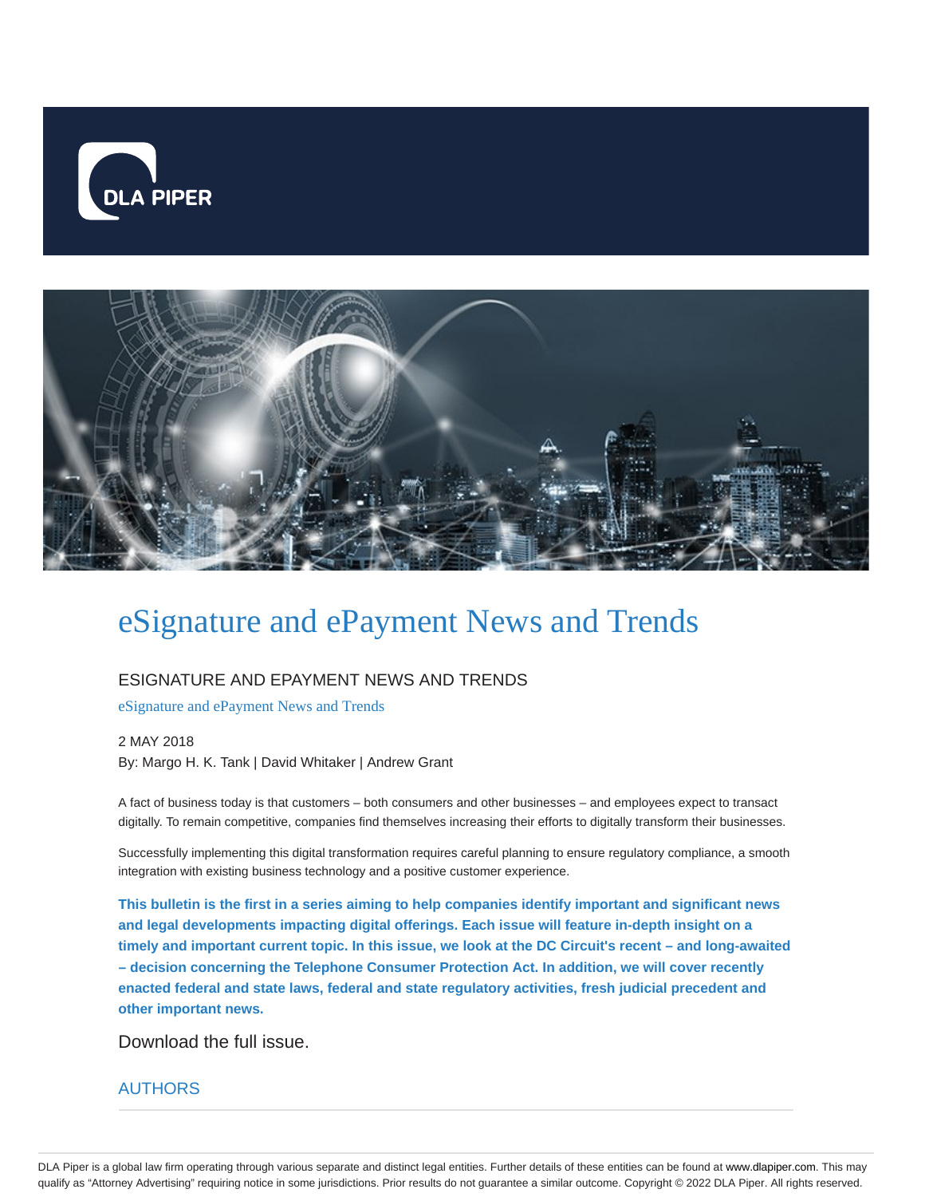# eSignature and ePayment News and Trends

## ESIGNATURE AND EPAYMENT NEWS AND TRENDS

eSignature and ePayment News and Trends

2 MAY 2018

By: Margo H. K. Tank | David Whitaker | Andrew Grant

A fact of business today is that customers – both consumers and other businesses – and employees expect to transact digitally. To remain competitive, companies find themselves increasing their efforts to digitally transform their businesses.

Successfully implementing this digital transformation requires careful planning to ensure regulatory compliance, a smooth integration with existing business technology and a positive customer experience.

**This bulletin is the first in a series aiming to help companies identify important and significant news and legal developments impacting digital offerings. Each issue will feature in-depth insight on a timely and important current topic. In this issue, we look at the DC Circuit's recent – and long-awaited – decision concerning the Telephone Consumer Protection Act. In addition, we will cover recently enacted federal and state laws, federal and state regulatory activities, fresh judicial precedent and other important news.**

Download the full issue.

## AUTHORS

DLA Piper is a global law firm operating through various separate and distinct legal entities. Further details of these entities can be found at www.dlapiper.com. This may qualify as "Attorney Advertising" requiring notice in some jurisdictions. Prior results do not guarantee a similar outcome. Copyright © 2022 DLA Piper. All rights reserved.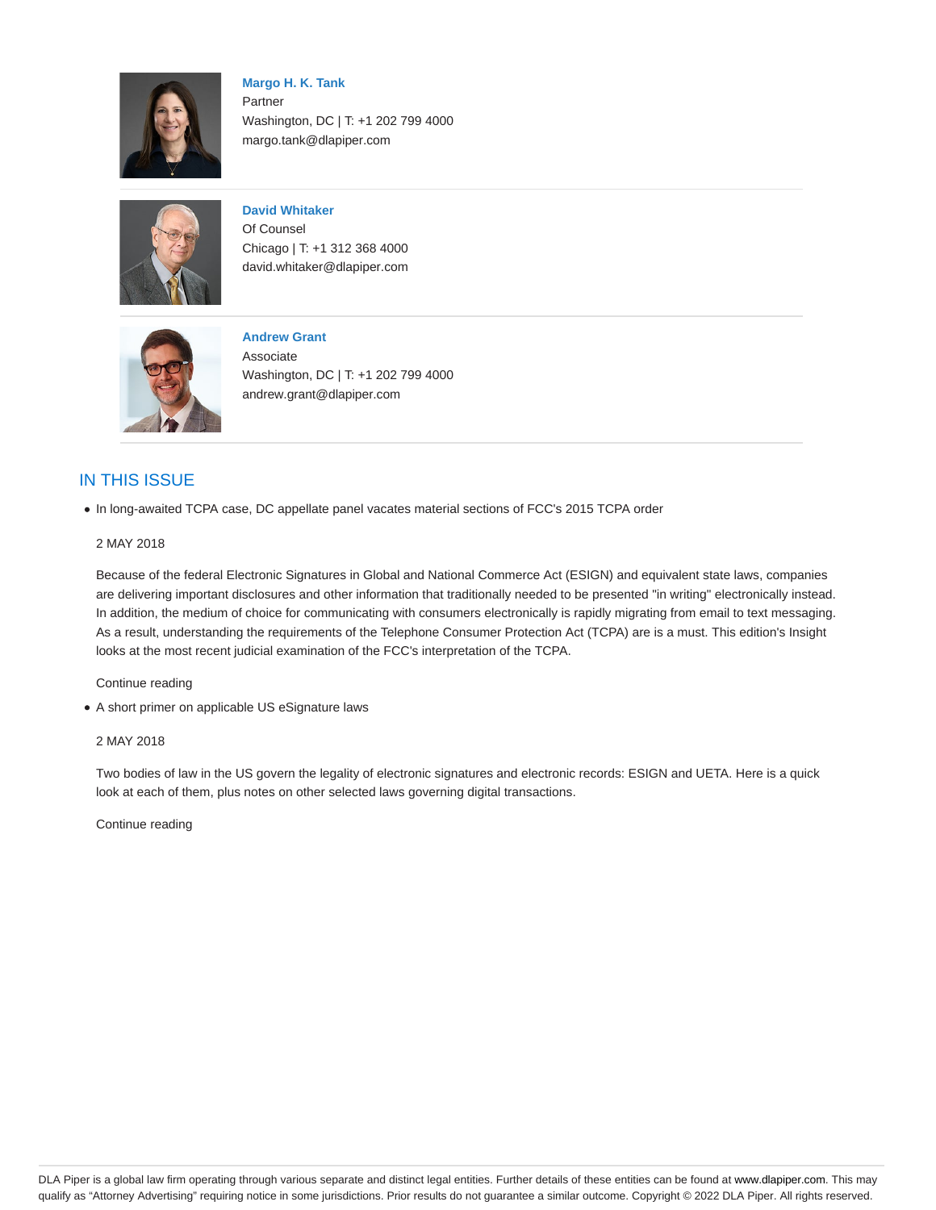**Margo H. K. Tank**
Partner
Washington, DC | T: +1 202 799 4000
margo.tank@dlapiper.com

**David Whitaker**
Of Counsel
Chicago | T: +1 312 368 4000
david.whitaker@dlapiper.com

**Andrew Grant**
Associate
Washington, DC | T: +1 202 799 4000
andrew.grant@dlapiper.com

## IN THIS ISSUE

- In long-awaited TCPA case, DC appellate panel vacates material sections of FCC's 2015 TCPA order

  2 MAY 2018

  Because of the federal Electronic Signatures in Global and National Commerce Act (ESIGN) and equivalent state laws, companies are delivering important disclosures and other information that traditionally needed to be presented "in writing" electronically instead. In addition, the medium of choice for communicating with consumers electronically is rapidly migrating from email to text messaging. As a result, understanding the requirements of the Telephone Consumer Protection Act (TCPA) are is a must. This edition's Insight looks at the most recent judicial examination of the FCC's interpretation of the TCPA.

  Continue reading

- A short primer on applicable US eSignature laws

  2 MAY 2018

  Two bodies of law in the US govern the legality of electronic signatures and electronic records: ESIGN and UETA. Here is a quick look at each of them, plus notes on other selected laws governing digital transactions.

  Continue reading

DLA Piper is a global law firm operating through various separate and distinct legal entities. Further details of these entities can be found at www.dlapiper.com. This may qualify as "Attorney Advertising" requiring notice in some jurisdictions. Prior results do not guarantee a similar outcome. Copyright © 2022 DLA Piper. All rights reserved.